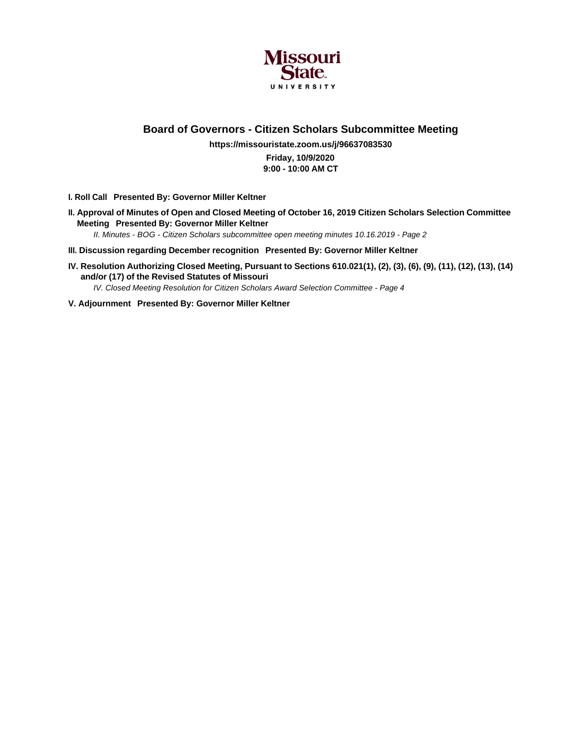Missouri State UNIVERSITY

# Board of Governors - Citizen Scholars Subcommittee Meeting

**https://missouristate.zoom.us/j/96637083530**

**Friday, 10/9/2020**

**9:00 - 10:00 AM CT**

**I. Roll Call Presented By: Governor Miller Keltner**

**II. Approval of Minutes of Open and Closed Meeting of October 16, 2019 Citizen Scholars Selection Committee Meeting Presented By: Governor Miller Keltner**

*II. Minutes - BOG - Citizen Scholars subcommittee open meeting minutes 10.16.2019 - Page 2*

**III. Discussion regarding December recognition Presented By: Governor Miller Keltner**

**IV. Resolution Authorizing Closed Meeting, Pursuant to Sections 610.021(1), (2), (3), (6), (9), (11), (12), (13), (14) and/or (17) of the Revised Statutes of Missouri**

*IV. Closed Meeting Resolution for Citizen Scholars Award Selection Committee - Page 4*

**V. Adjournment Presented By: Governor Miller Keltner**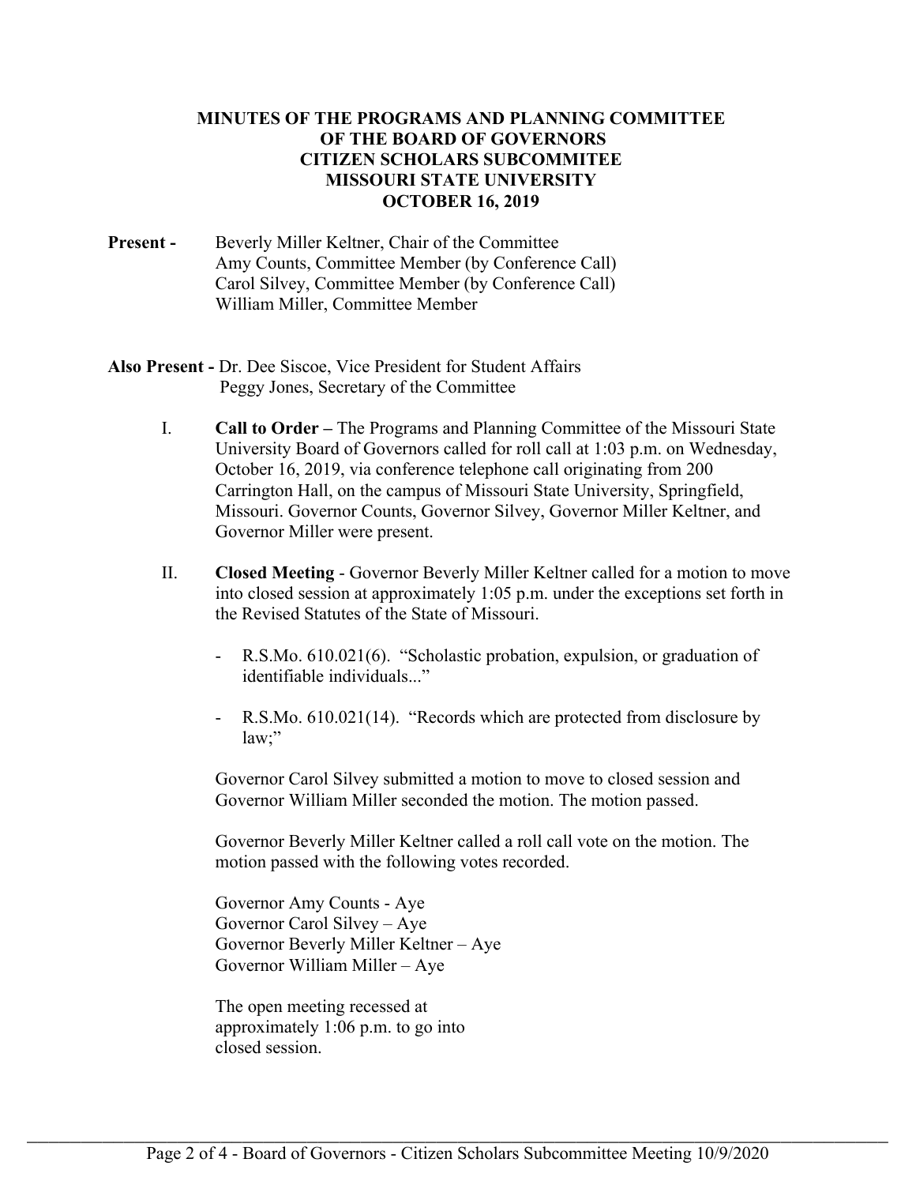**MINUTES OF THE PROGRAMS AND PLANNING COMMITTEE OF THE BOARD OF GOVERNORS CITIZEN SCHOLARS SUBCOMMITEE MISSOURI STATE UNIVERSITY OCTOBER 16, 2019**

**Present -** Beverly Miller Keltner, Chair of the Committee
Amy Counts, Committee Member (by Conference Call)
Carol Silvey, Committee Member (by Conference Call)
William Miller, Committee Member

**Also Present -** Dr. Dee Siscoe, Vice President for Student Affairs
Peggy Jones, Secretary of the Committee

I. **Call to Order –** The Programs and Planning Committee of the Missouri State University Board of Governors called for roll call at 1:03 p.m. on Wednesday, October 16, 2019, via conference telephone call originating from 200 Carrington Hall, on the campus of Missouri State University, Springfield, Missouri. Governor Counts, Governor Silvey, Governor Miller Keltner, and Governor Miller were present.

II. **Closed Meeting** - Governor Beverly Miller Keltner called for a motion to move into closed session at approximately 1:05 p.m. under the exceptions set forth in the Revised Statutes of the State of Missouri.

- R.S.Mo. 610.021(6). "Scholastic probation, expulsion, or graduation of identifiable individuals..."
- R.S.Mo. 610.021(14). "Records which are protected from disclosure by law;"

Governor Carol Silvey submitted a motion to move to closed session and Governor William Miller seconded the motion. The motion passed.

Governor Beverly Miller Keltner called a roll call vote on the motion. The motion passed with the following votes recorded.

Governor Amy Counts - Aye
Governor Carol Silvey – Aye
Governor Beverly Miller Keltner – Aye
Governor William Miller – Aye

The open meeting recessed at approximately 1:06 p.m. to go into closed session.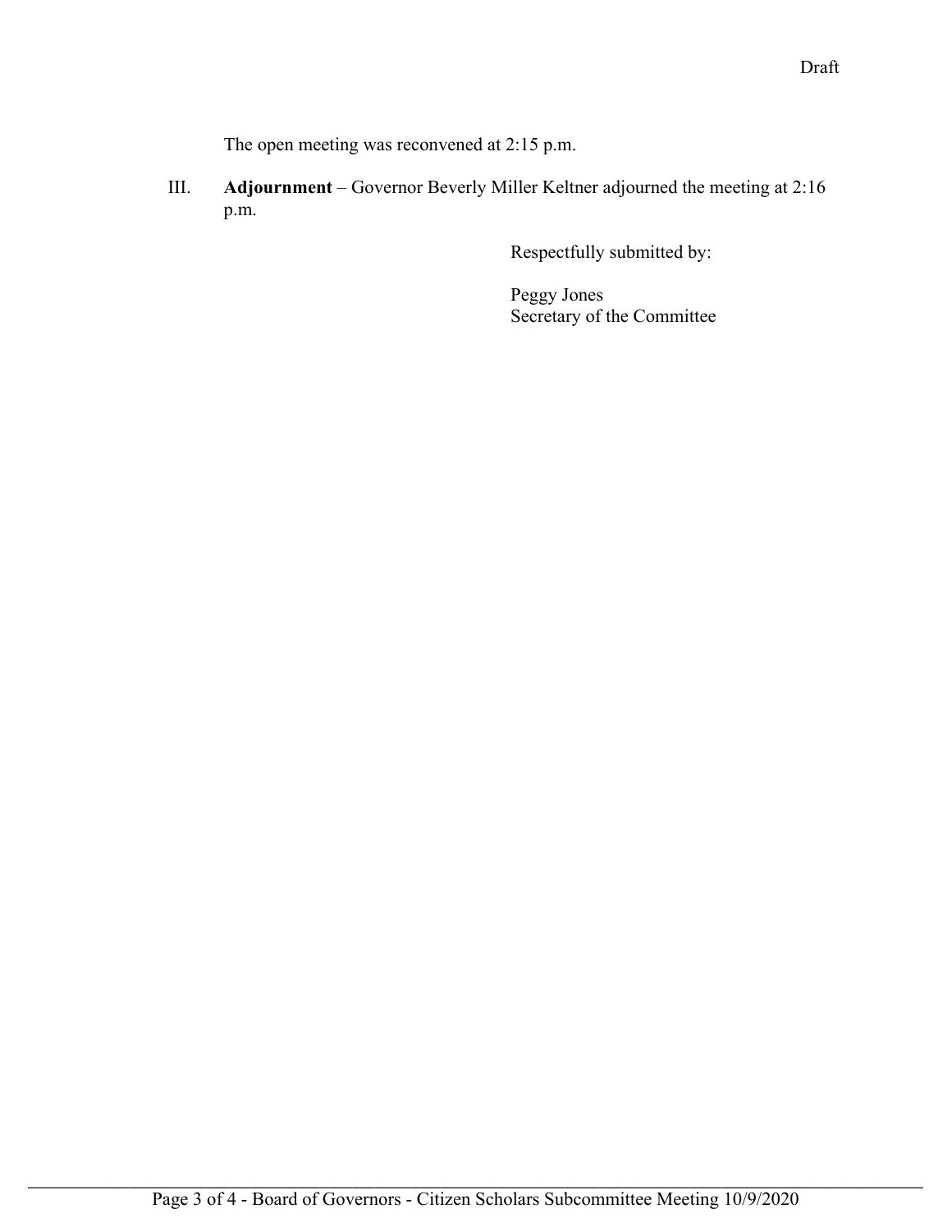Draft

The open meeting was reconvened at 2:15 p.m.

III. **Adjournment** – Governor Beverly Miller Keltner adjourned the meeting at 2:16 p.m.

Respectfully submitted by:

Peggy Jones
Secretary of the Committee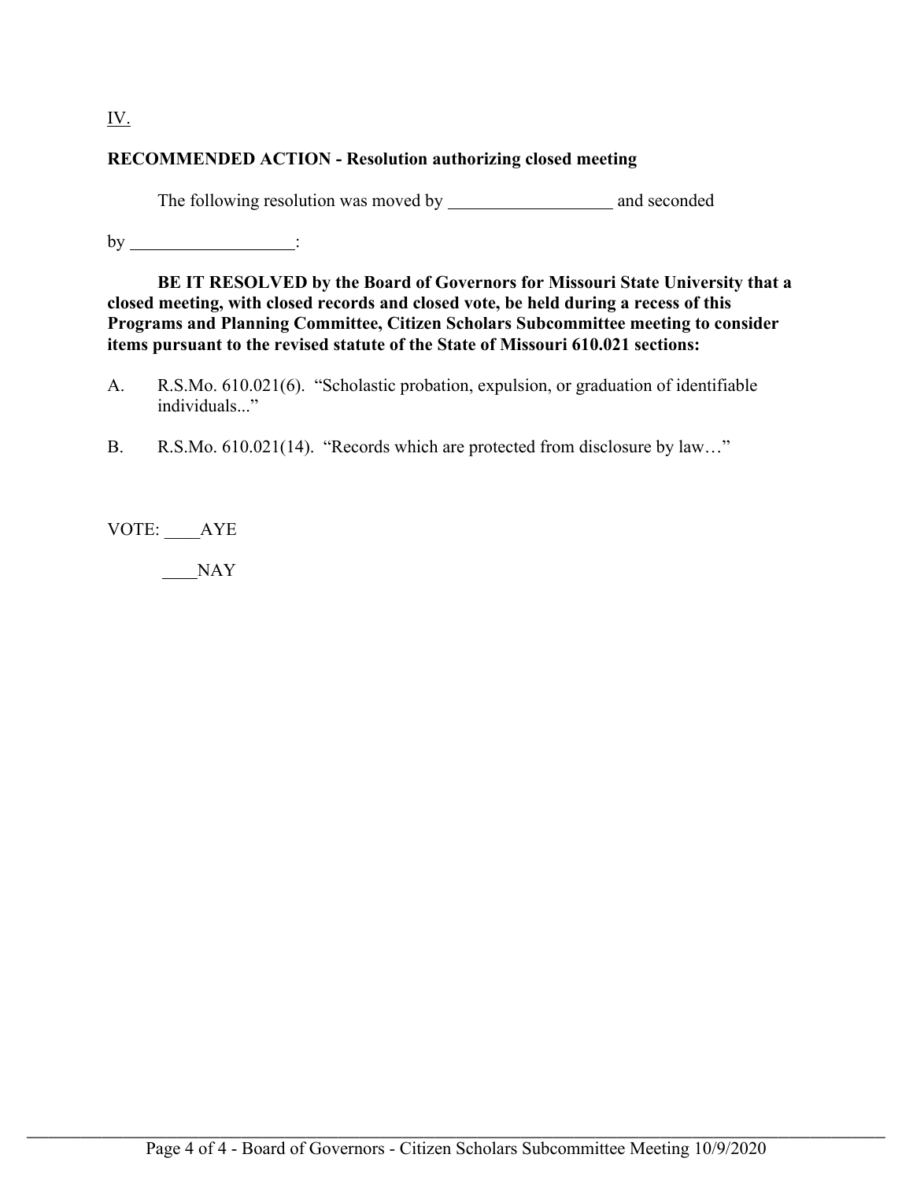IV.

**RECOMMENDED ACTION - Resolution authorizing closed meeting**

The following resolution was moved by ___________________ and seconded

by ___________________:

**BE IT RESOLVED by the Board of Governors for Missouri State University that a closed meeting, with closed records and closed vote, be held during a recess of this Programs and Planning Committee, Citizen Scholars Subcommittee meeting to consider items pursuant to the revised statute of the State of Missouri 610.021 sections:**

A. R.S.Mo. 610.021(6). "Scholastic probation, expulsion, or graduation of identifiable individuals..."

B. R.S.Mo. 610.021(14). "Records which are protected from disclosure by law…"

VOTE: ____AYE

____NAY